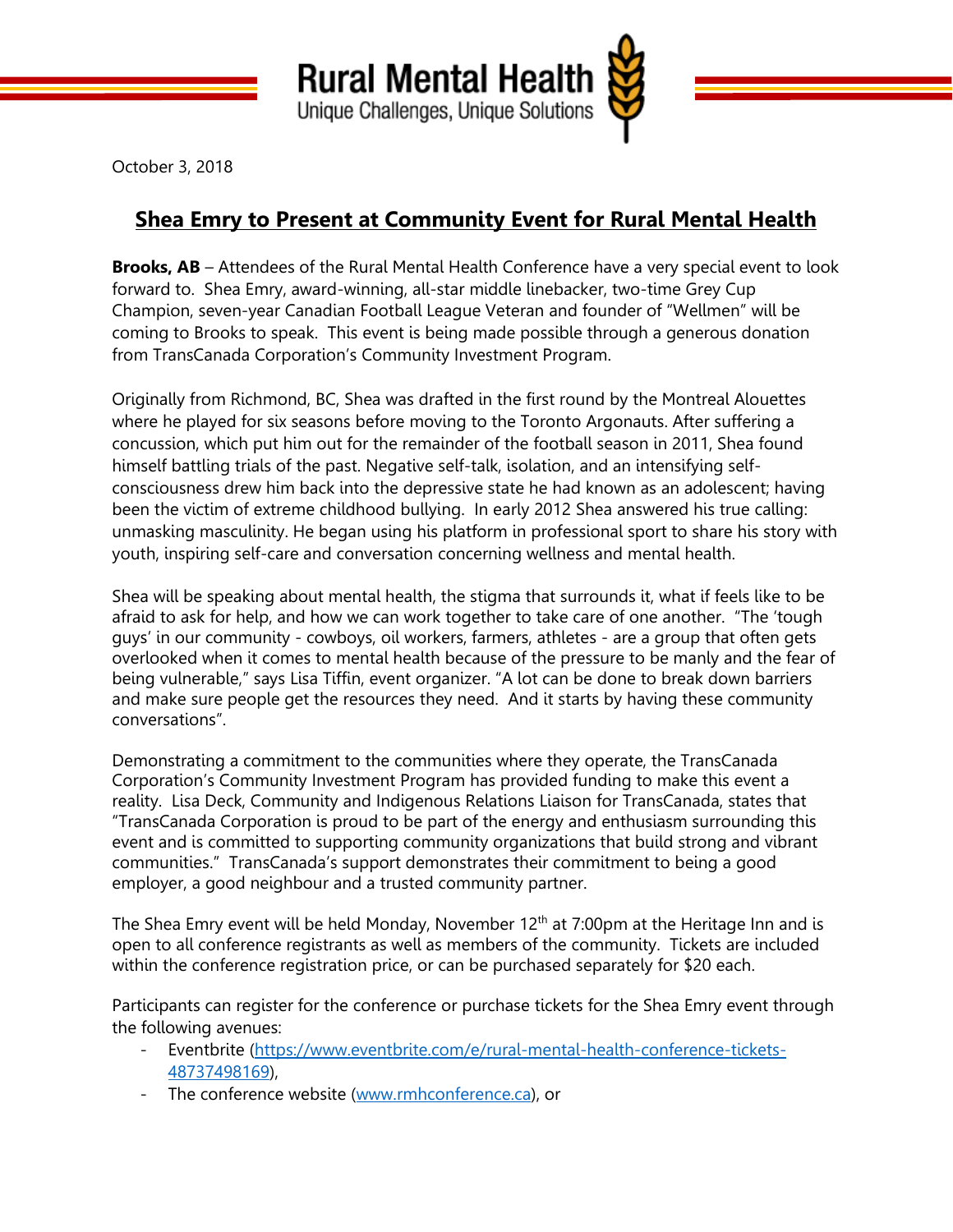Rural Mental Health

Unique Challenges, Unique Solutions

October 3, 2018

# Shea Emry to Present at Community Event for Rural Mental Health

**Brooks, AB** – Attendees of the Rural Mental Health Conference have a very special event to look forward to. Shea Emry, award-winning, all-star middle linebacker, two-time Grey Cup Champion, seven-year Canadian Football League Veteran and founder of "Wellmen" will be coming to Brooks to speak. This event is being made possible through a generous donation from TransCanada Corporation's Community Investment Program.

Originally from Richmond, BC, Shea was drafted in the first round by the Montreal Alouettes where he played for six seasons before moving to the Toronto Argonauts. After suffering a concussion, which put him out for the remainder of the football season in 2011, Shea found himself battling trials of the past. Negative self-talk, isolation, and an intensifying self-consciousness drew him back into the depressive state he had known as an adolescent; having been the victim of extreme childhood bullying. In early 2012 Shea answered his true calling: unmasking masculinity. He began using his platform in professional sport to share his story with youth, inspiring self-care and conversation concerning wellness and mental health.

Shea will be speaking about mental health, the stigma that surrounds it, what if feels like to be afraid to ask for help, and how we can work together to take care of one another. "The 'tough guys' in our community - cowboys, oil workers, farmers, athletes - are a group that often gets overlooked when it comes to mental health because of the pressure to be manly and the fear of being vulnerable," says Lisa Tiffin, event organizer. "A lot can be done to break down barriers and make sure people get the resources they need. And it starts by having these community conversations".

Demonstrating a commitment to the communities where they operate, the TransCanada Corporation's Community Investment Program has provided funding to make this event a reality. Lisa Deck, Community and Indigenous Relations Liaison for TransCanada, states that "TransCanada Corporation is proud to be part of the energy and enthusiasm surrounding this event and is committed to supporting community organizations that build strong and vibrant communities." TransCanada's support demonstrates their commitment to being a good employer, a good neighbour and a trusted community partner.

The Shea Emry event will be held Monday, November 12th at 7:00pm at the Heritage Inn and is open to all conference registrants as well as members of the community. Tickets are included within the conference registration price, or can be purchased separately for $20 each.

Participants can register for the conference or purchase tickets for the Shea Emry event through the following avenues:

- Eventbrite (https://www.eventbrite.com/e/rural-mental-health-conference-tickets-48737498169),
- The conference website (www.rmhconference.ca), or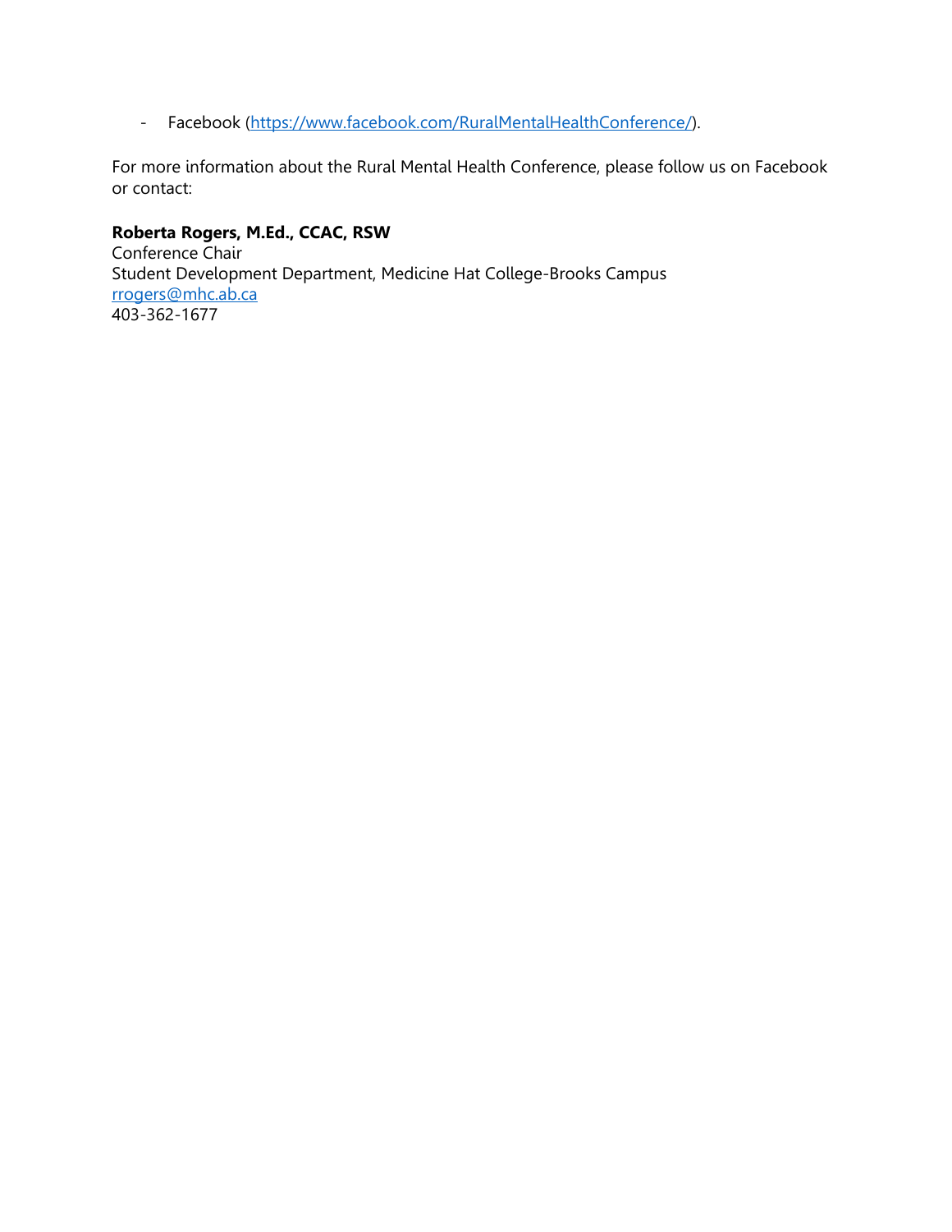- Facebook (https://www.facebook.com/RuralMentalHealthConference/).

For more information about the Rural Mental Health Conference, please follow us on Facebook or contact:

**Roberta Rogers, M.Ed., CCAC, RSW**
Conference Chair
Student Development Department, Medicine Hat College-Brooks Campus
rrogers@mhc.ab.ca
403-362-1677